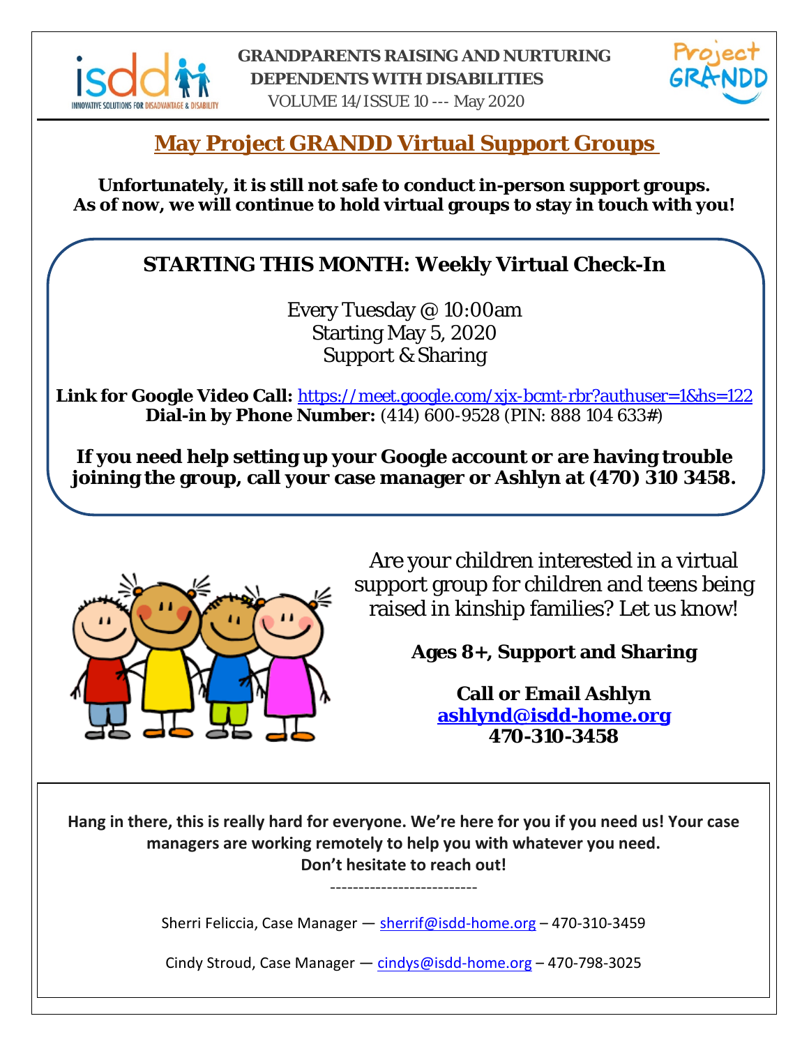**GRANDPARENTS RAISING AND NURTURING DEPENDENTS WITH DISABILITIES**

VOLUME 14/ISSUE 10 --- May 2020

# May Project GRANDD Virtual Support Groups

**Unfortunately, it is still not safe to conduct in-person support groups. As of now, we will continue to hold virtual groups to stay in touch with you!**

## STARTING THIS MONTH: Weekly Virtual Check-In

Every Tuesday @ 10:00am
Starting May 5, 2020
Support & Sharing

**Link for Google Video Call:** https://meet.google.com/xjx-bcmt-rbr?authuser=1&hs=122
**Dial-in by Phone Number:** (414) 600-9528 (PIN: 888 104 633#)

**If you need help setting up your Google account or are having trouble joining the group, call your case manager or Ashlyn at (470) 310 3458.**

Are your children interested in a virtual support group for children and teens being raised in kinship families? Let us know!

**Ages 8+, Support and Sharing**

**Call or Email Ashlyn**
**ashlynd@isdd-home.org**
**470-310-3458**

**Hang in there, this is really hard for everyone. We're here for you if you need us! Your case managers are working remotely to help you with whatever you need. Don't hesitate to reach out!**

--------------------------

Sherri Feliccia, Case Manager — sherrif@isdd-home.org – 470-310-3459

Cindy Stroud, Case Manager — cindys@isdd-home.org – 470-798-3025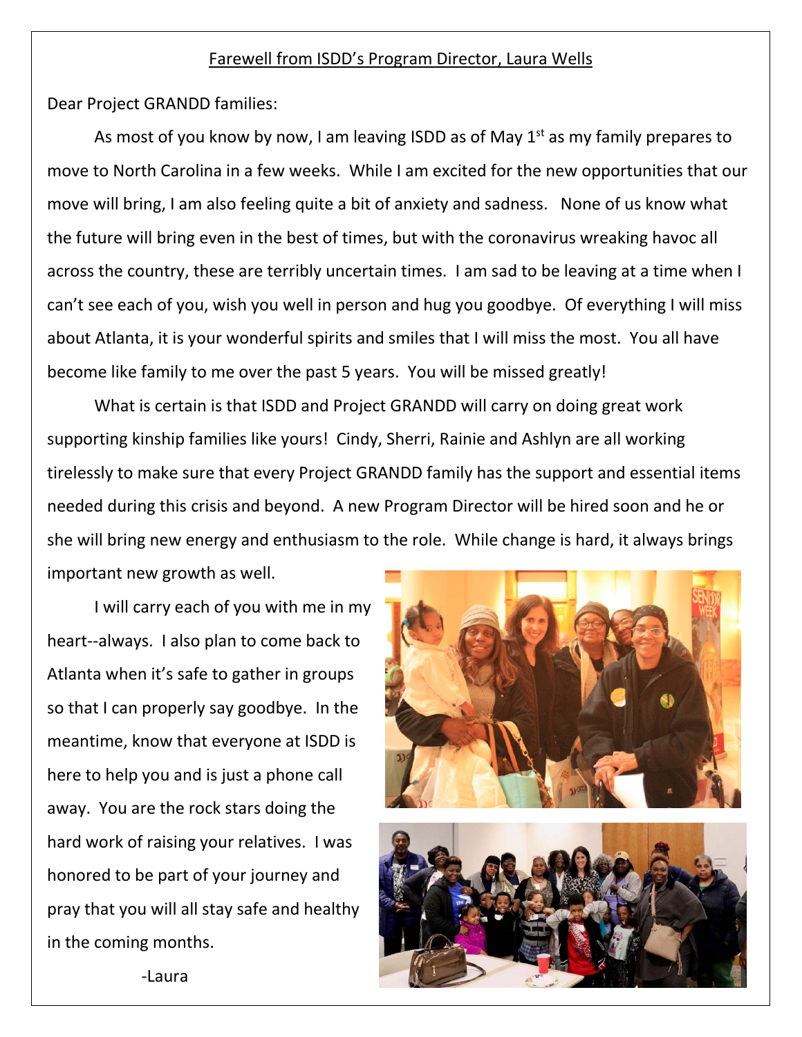## Farewell from ISDD's Program Director, Laura Wells

Dear Project GRANDD families:

As most of you know by now, I am leaving ISDD as of May 1st as my family prepares to move to North Carolina in a few weeks. While I am excited for the new opportunities that our move will bring, I am also feeling quite a bit of anxiety and sadness. None of us know what the future will bring even in the best of times, but with the coronavirus wreaking havoc all across the country, these are terribly uncertain times. I am sad to be leaving at a time when I can't see each of you, wish you well in person and hug you goodbye. Of everything I will miss about Atlanta, it is your wonderful spirits and smiles that I will miss the most. You all have become like family to me over the past 5 years. You will be missed greatly!

What is certain is that ISDD and Project GRANDD will carry on doing great work supporting kinship families like yours! Cindy, Sherri, Rainie and Ashlyn are all working tirelessly to make sure that every Project GRANDD family has the support and essential items needed during this crisis and beyond. A new Program Director will be hired soon and he or she will bring new energy and enthusiasm to the role. While change is hard, it always brings important new growth as well.

I will carry each of you with me in my heart--always. I also plan to come back to Atlanta when it's safe to gather in groups so that I can properly say goodbye. In the meantime, know that everyone at ISDD is here to help you and is just a phone call away. You are the rock stars doing the hard work of raising your relatives. I was honored to be part of your journey and pray that you will all stay safe and healthy in the coming months.

-Laura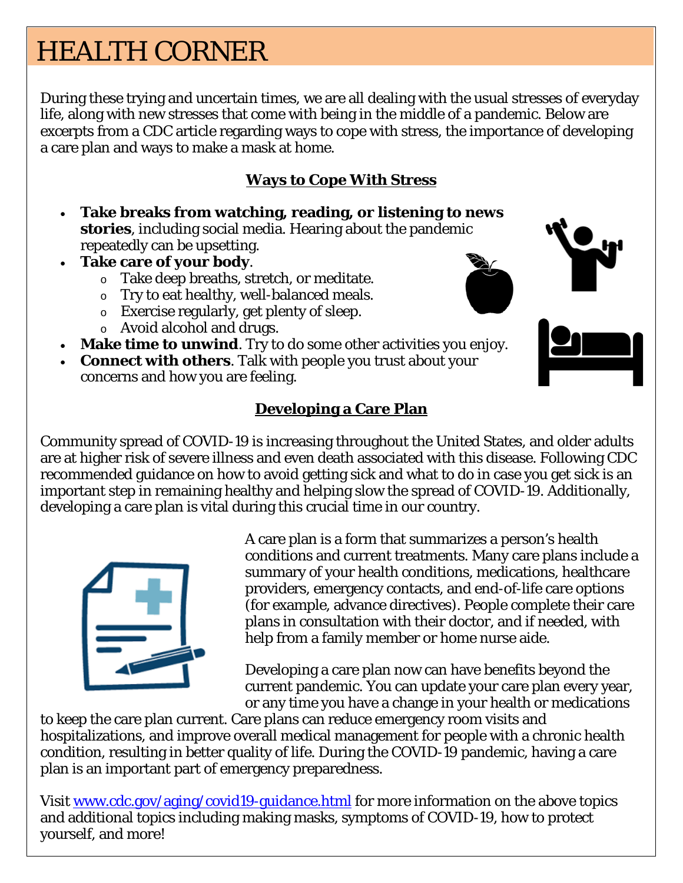# HEALTH CORNER

During these trying and uncertain times, we are all dealing with the usual stresses of everyday life, along with new stresses that come with being in the middle of a pandemic. Below are excerpts from a CDC article regarding ways to cope with stress, the importance of developing a care plan and ways to make a mask at home.

## Ways to Cope With Stress

- **Take breaks from watching, reading, or listening to news stories**, including social media. Hearing about the pandemic repeatedly can be upsetting.
- **Take care of your body**.
  - Take deep breaths, stretch, or meditate.
  - Try to eat healthy, well-balanced meals.
  - Exercise regularly, get plenty of sleep.
  - Avoid alcohol and drugs.
- **Make time to unwind**. Try to do some other activities you enjoy.
- **Connect with others**. Talk with people you trust about your concerns and how you are feeling.

## Developing a Care Plan

Community spread of COVID-19 is increasing throughout the United States, and older adults are at higher risk of severe illness and even death associated with this disease. Following CDC recommended guidance on how to avoid getting sick and what to do in case you get sick is an important step in remaining healthy and helping slow the spread of COVID-19. Additionally, developing a care plan is vital during this crucial time in our country.

A care plan is a form that summarizes a person's health conditions and current treatments. Many care plans include a summary of your health conditions, medications, healthcare providers, emergency contacts, and end-of-life care options (for example, advance directives). People complete their care plans in consultation with their doctor, and if needed, with help from a family member or home nurse aide.

Developing a care plan now can have benefits beyond the current pandemic. You can update your care plan every year, or any time you have a change in your health or medications to keep the care plan current. Care plans can reduce emergency room visits and hospitalizations, and improve overall medical management for people with a chronic health condition, resulting in better quality of life. During the COVID-19 pandemic, having a care plan is an important part of emergency preparedness.

Visit [www.cdc.gov/aging/covid19-guidance.html](http://www.cdc.gov/aging/covid19-guidance.html) for more information on the above topics and additional topics including making masks, symptoms of COVID-19, how to protect yourself, and more!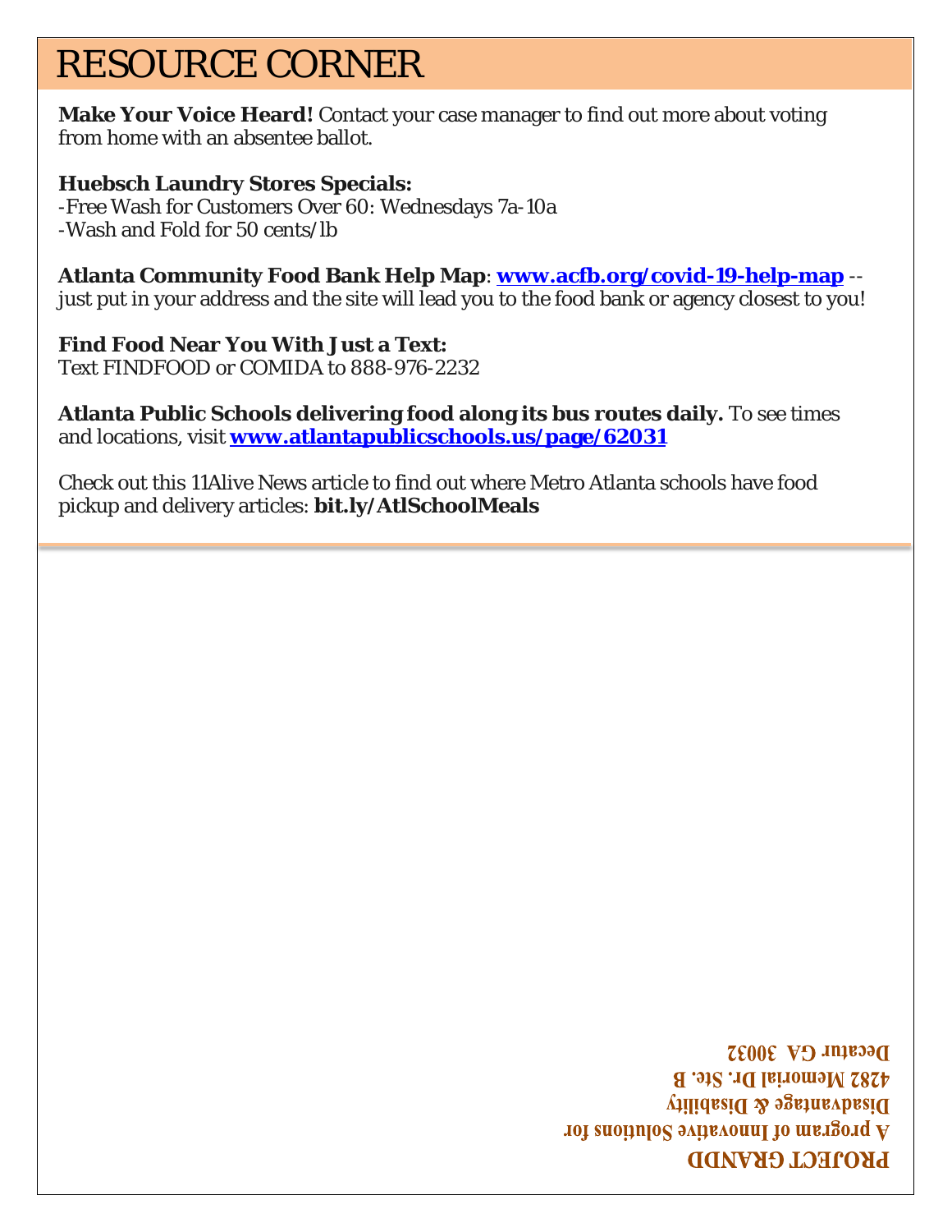# RESOURCE CORNER

**Make Your Voice Heard!** Contact your case manager to find out more about voting from home with an absentee ballot.

**Huebsch Laundry Stores Specials:**
-Free Wash for Customers Over 60: Wednesdays 7a-10a
-Wash and Fold for 50 cents/lb

**Atlanta Community Food Bank Help Map**: **www.acfb.org/covid-19-help-map** -- just put in your address and the site will lead you to the food bank or agency closest to you!

**Find Food Near You With Just a Text:**
Text FINDFOOD or COMIDA to 888-976-2232

**Atlanta Public Schools delivering food along its bus routes daily.** To see times and locations, visit **www.atlantapublicschools.us/page/62031**

Check out this 11Alive News article to find out where Metro Atlanta schools have food pickup and delivery articles: **bit.ly/AtlSchoolMeals**

**PROJECT GRAND**
**A program of Innovative Solutions for Disadvantage & Disability**
**4282 Memorial Dr. Ste. B**
**Decatur GA 30032**